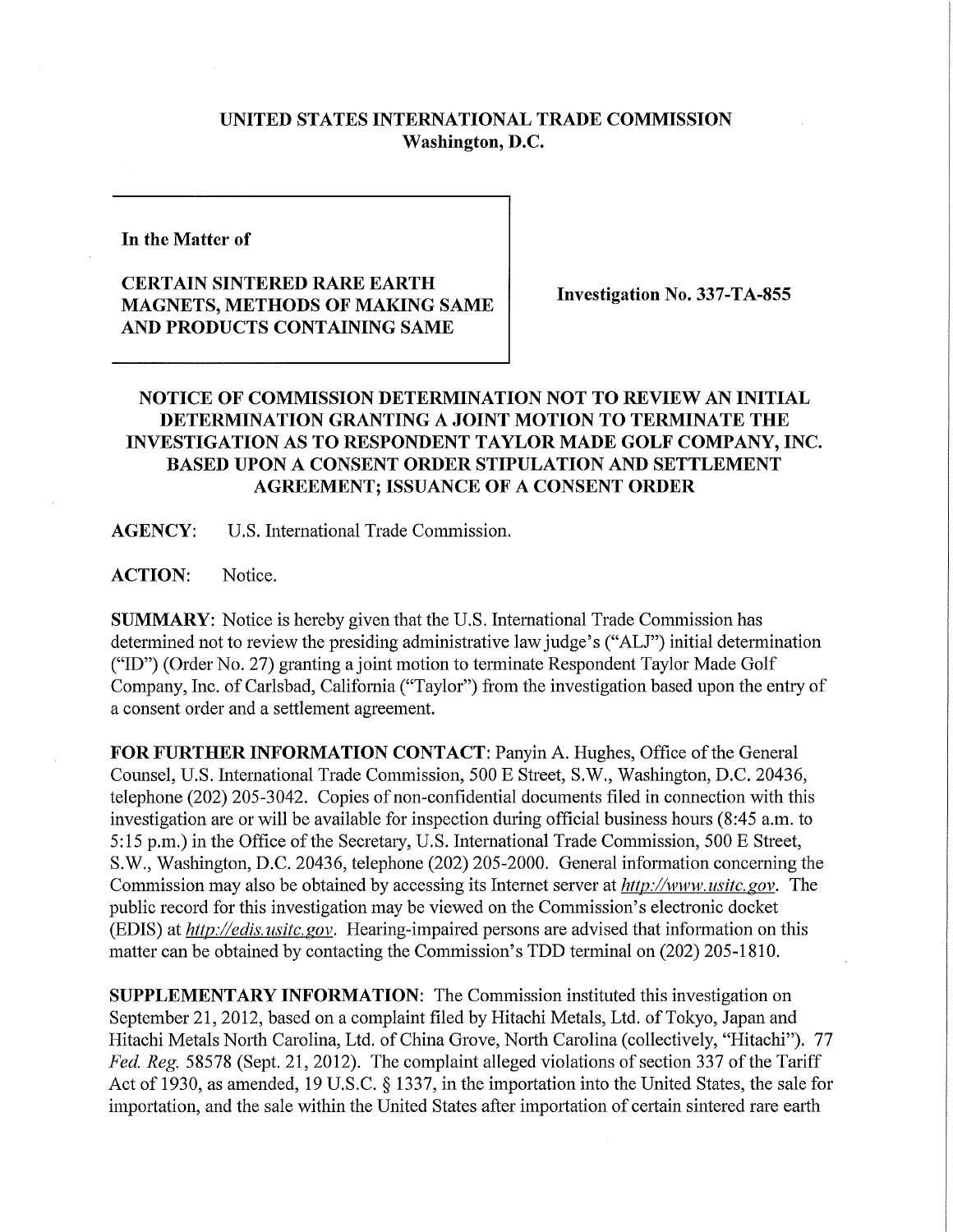**UNITED STATES INTERNATIONAL TRADE COMMISSION**
**Washington, D.C.**

**In the Matter of**

**CERTAIN SINTERED RARE EARTH MAGNETS, METHODS OF MAKING SAME AND PRODUCTS CONTAINING SAME**

**Investigation No. 337-TA-855**

**NOTICE OF COMMISSION DETERMINATION NOT TO REVIEW AN INITIAL DETERMINATION GRANTING A JOINT MOTION TO TERMINATE THE INVESTIGATION AS TO RESPONDENT TAYLOR MADE GOLF COMPANY, INC. BASED UPON A CONSENT ORDER STIPULATION AND SETTLEMENT AGREEMENT; ISSUANCE OF A CONSENT ORDER**

**AGENCY:** U.S. International Trade Commission.

**ACTION:** Notice.

**SUMMARY:** Notice is hereby given that the U.S. International Trade Commission has determined not to review the presiding administrative law judge's ("ALJ") initial determination ("ID") (Order No. 27) granting a joint motion to terminate Respondent Taylor Made Golf Company, Inc. of Carlsbad, California ("Taylor") from the investigation based upon the entry of a consent order and a settlement agreement.

**FOR FURTHER INFORMATION CONTACT:** Panyin A. Hughes, Office of the General Counsel, U.S. International Trade Commission, 500 E Street, S.W., Washington, D.C. 20436, telephone (202) 205-3042. Copies of non-confidential documents filed in connection with this investigation are or will be available for inspection during official business hours (8:45 a.m. to 5:15 p.m.) in the Office of the Secretary, U.S. International Trade Commission, 500 E Street, S.W., Washington, D.C. 20436, telephone (202) 205-2000. General information concerning the Commission may also be obtained by accessing its Internet server at *http://www.usitc.gov*. The public record for this investigation may be viewed on the Commission's electronic docket (EDIS) at *http://edis.usitc.gov*. Hearing-impaired persons are advised that information on this matter can be obtained by contacting the Commission's TDD terminal on (202) 205-1810.

**SUPPLEMENTARY INFORMATION:** The Commission instituted this investigation on September 21, 2012, based on a complaint filed by Hitachi Metals, Ltd. of Tokyo, Japan and Hitachi Metals North Carolina, Ltd. of China Grove, North Carolina (collectively, "Hitachi"). 77 *Fed. Reg.* 58578 (Sept. 21, 2012). The complaint alleged violations of section 337 of the Tariff Act of 1930, as amended, 19 U.S.C. § 1337, in the importation into the United States, the sale for importation, and the sale within the United States after importation of certain sintered rare earth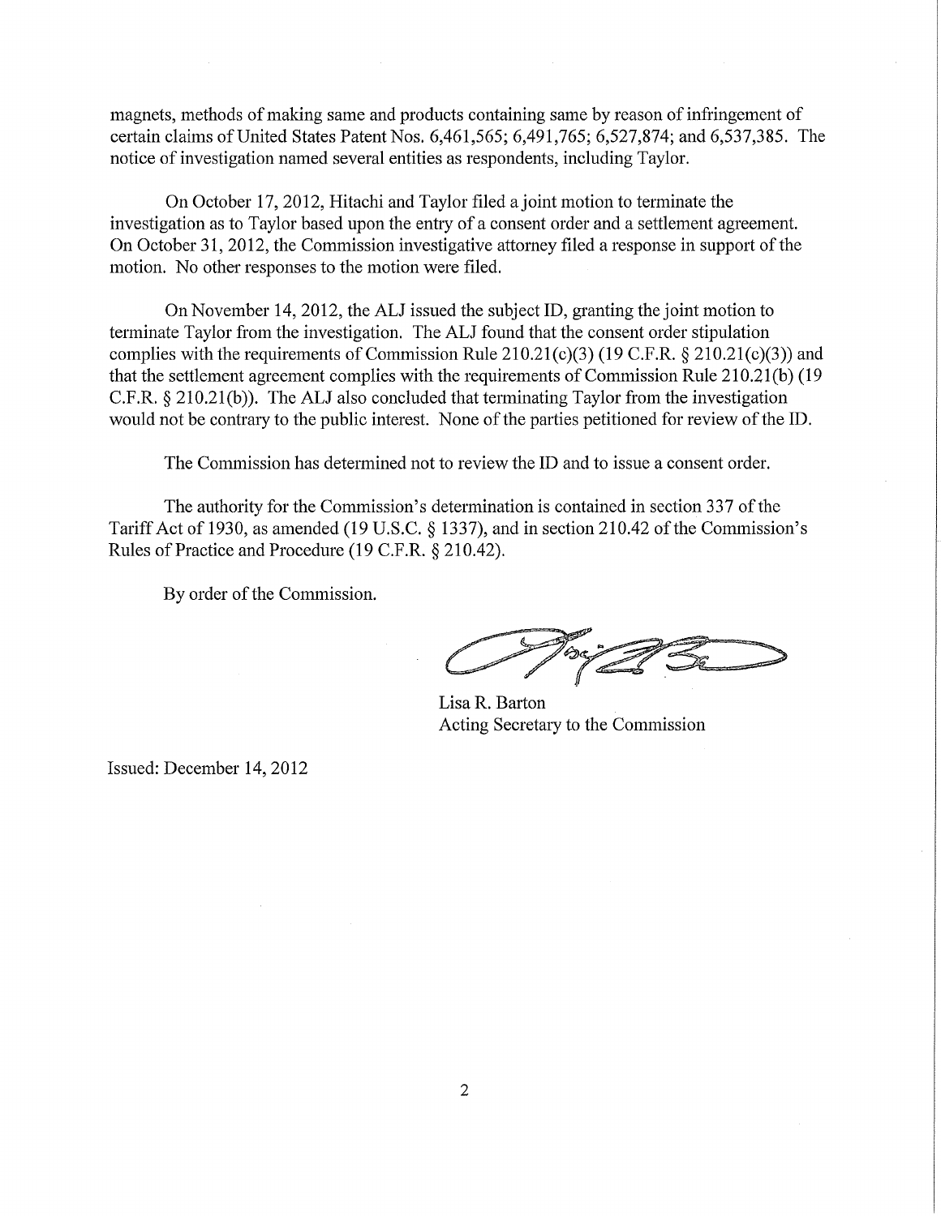magnets, methods of making same and products containing same by reason of infringement of certain claims of United States Patent Nos. 6,461,565; 6,491,765; 6,527,874; and 6,537,385. The notice of investigation named several entities as respondents, including Taylor.

On October 17, 2012, Hitachi and Taylor filed a joint motion to terminate the investigation as to Taylor based upon the entry of a consent order and a settlement agreement. On October 31, 2012, the Commission investigative attorney filed a response in support of the motion. No other responses to the motion were filed.

On November 14, 2012, the ALJ issued the subject ID, granting the joint motion to terminate Taylor from the investigation. The ALJ found that the consent order stipulation complies with the requirements of Commission Rule 210.21(c)(3) (19 C.F.R. § 210.21(c)(3)) and that the settlement agreement complies with the requirements of Commission Rule 210.21(b) (19 C.F.R. § 210.21(b)). The ALJ also concluded that terminating Taylor from the investigation would not be contrary to the public interest. None of the parties petitioned for review of the ID.

The Commission has determined not to review the ID and to issue a consent order.

The authority for the Commission's determination is contained in section 337 of the Tariff Act of 1930, as amended (19 U.S.C. § 1337), and in section 210.42 of the Commission's Rules of Practice and Procedure (19 C.F.R. § 210.42).

By order of the Commission.

Lisa R. Barton
Acting Secretary to the Commission

Issued: December 14, 2012